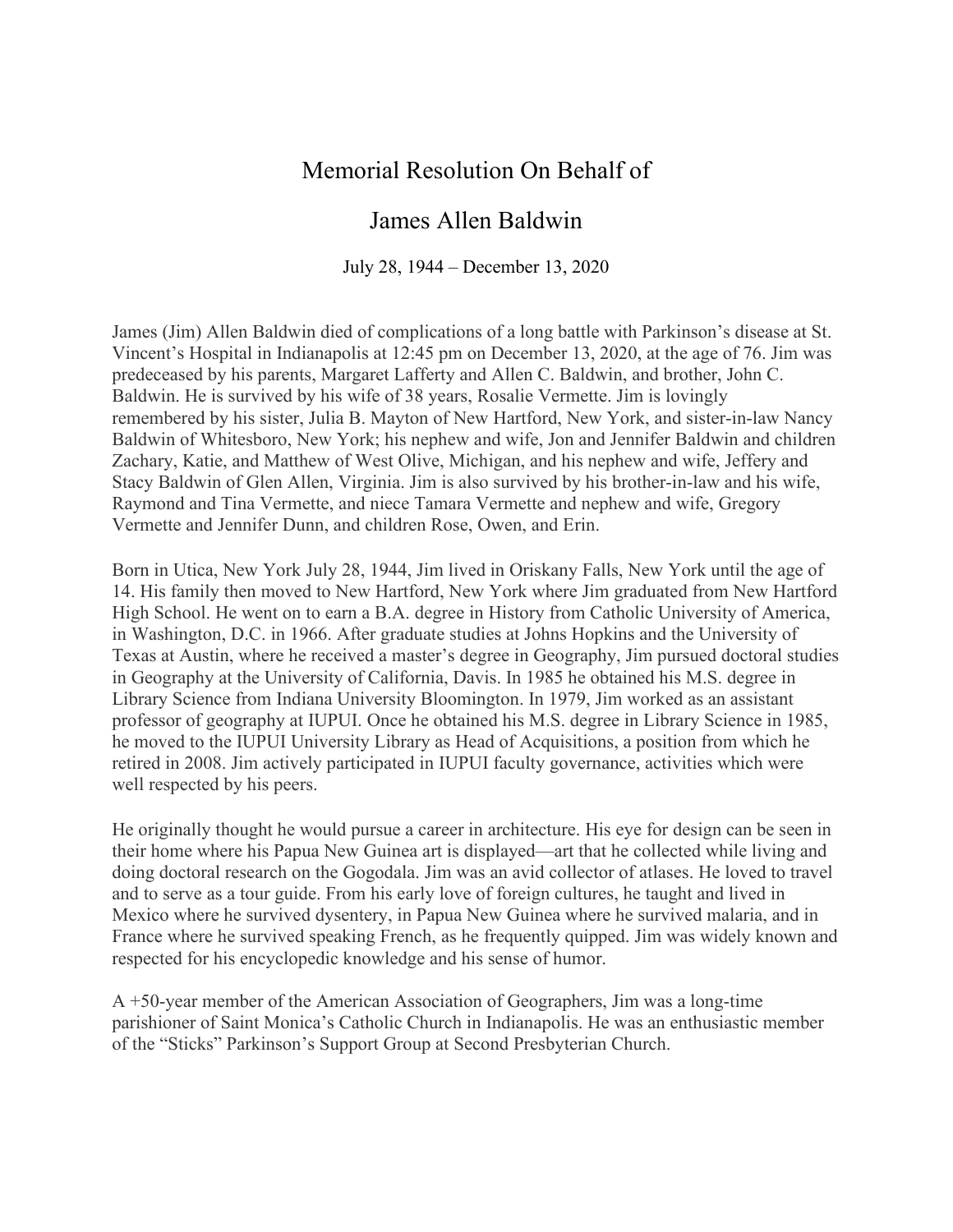# Memorial Resolution On Behalf of

# James Allen Baldwin

July 28, 1944 – December 13, 2020

James (Jim) Allen Baldwin died of complications of a long battle with Parkinson's disease at St. Vincent's Hospital in Indianapolis at 12:45 pm on December 13, 2020, at the age of 76. Jim was predeceased by his parents, Margaret Lafferty and Allen C. Baldwin, and brother, John C. Baldwin. He is survived by his wife of 38 years, Rosalie Vermette. Jim is lovingly remembered by his sister, Julia B. Mayton of New Hartford, New York, and sister-in-law Nancy Baldwin of Whitesboro, New York; his nephew and wife, Jon and Jennifer Baldwin and children Zachary, Katie, and Matthew of West Olive, Michigan, and his nephew and wife, Jeffery and Stacy Baldwin of Glen Allen, Virginia. Jim is also survived by his brother-in-law and his wife, Raymond and Tina Vermette, and niece Tamara Vermette and nephew and wife, Gregory Vermette and Jennifer Dunn, and children Rose, Owen, and Erin.

Born in Utica, New York July 28, 1944, Jim lived in Oriskany Falls, New York until the age of 14. His family then moved to New Hartford, New York where Jim graduated from New Hartford High School. He went on to earn a B.A. degree in History from Catholic University of America, in Washington, D.C. in 1966. After graduate studies at Johns Hopkins and the University of Texas at Austin, where he received a master's degree in Geography, Jim pursued doctoral studies in Geography at the University of California, Davis. In 1985 he obtained his M.S. degree in Library Science from Indiana University Bloomington. In 1979, Jim worked as an assistant professor of geography at IUPUI. Once he obtained his M.S. degree in Library Science in 1985, he moved to the IUPUI University Library as Head of Acquisitions, a position from which he retired in 2008. Jim actively participated in IUPUI faculty governance, activities which were well respected by his peers.

He originally thought he would pursue a career in architecture. His eye for design can be seen in their home where his Papua New Guinea art is displayed—art that he collected while living and doing doctoral research on the Gogodala. Jim was an avid collector of atlases. He loved to travel and to serve as a tour guide. From his early love of foreign cultures, he taught and lived in Mexico where he survived dysentery, in Papua New Guinea where he survived malaria, and in France where he survived speaking French, as he frequently quipped. Jim was widely known and respected for his encyclopedic knowledge and his sense of humor.

A +50-year member of the American Association of Geographers, Jim was a long-time parishioner of Saint Monica's Catholic Church in Indianapolis. He was an enthusiastic member of the "Sticks" Parkinson's Support Group at Second Presbyterian Church.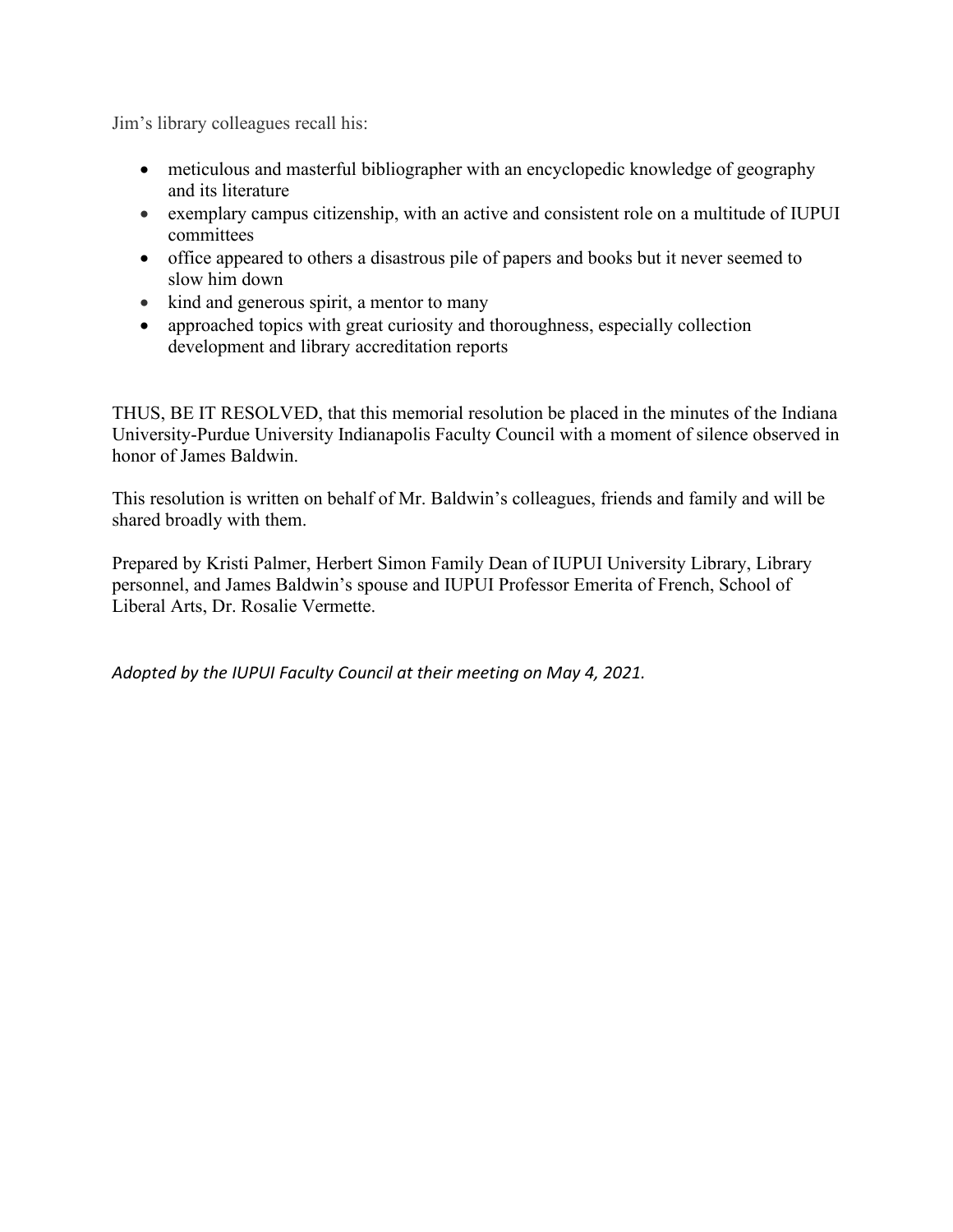Jim's library colleagues recall his:

- meticulous and masterful bibliographer with an encyclopedic knowledge of geography and its literature
- exemplary campus citizenship, with an active and consistent role on a multitude of IUPUI committees
- office appeared to others a disastrous pile of papers and books but it never seemed to slow him down
- kind and generous spirit, a mentor to many
- approached topics with great curiosity and thoroughness, especially collection development and library accreditation reports

THUS, BE IT RESOLVED, that this memorial resolution be placed in the minutes of the Indiana University-Purdue University Indianapolis Faculty Council with a moment of silence observed in honor of James Baldwin.

This resolution is written on behalf of Mr. Baldwin's colleagues, friends and family and will be shared broadly with them.

Prepared by Kristi Palmer, Herbert Simon Family Dean of IUPUI University Library, Library personnel, and James Baldwin's spouse and IUPUI Professor Emerita of French, School of Liberal Arts, Dr. Rosalie Vermette.

*Adopted by the IUPUI Faculty Council at their meeting on May 4, 2021.*